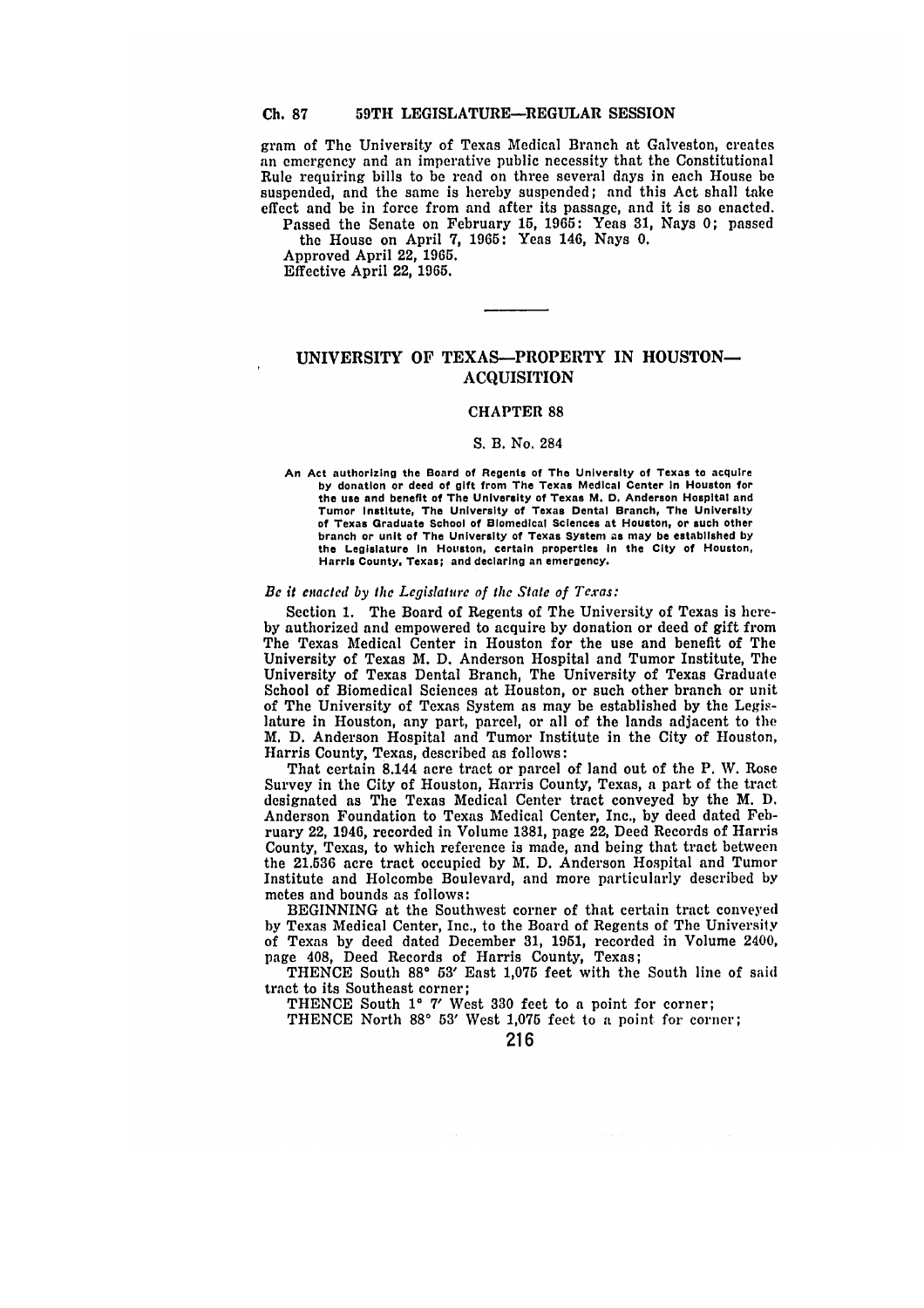gram of The University of Texas Medical Branch at Galveston, creates an emergency and an imperative public necessity that the Constitutional Rule requiring bills to be read on three several days in each House be suspended, and the same is hereby suspended; and this Act shall take effect and be in force from and after its passage, and it is so enacted.

Passed the Senate on February 15, 1965: Yeas 31, Nays 0; passed the House on April 7, 1965: Yeas 146, Nays 0.

Approved April 22, 1965.

Effective April 22, 1965.

---

## UNIVERSITY OF TEXAS—PROPERTY IN HOUSTON—ACQUISITION

### CHAPTER 88

S. B. No. 284

An Act authorizing the Board of Regents of The University of Texas to acquire by donation or deed of gift from The Texas Medical Center in Houston for the use and benefit of The University of Texas M. D. Anderson Hospital and Tumor Institute, The University of Texas Dental Branch, The University of Texas Graduate School of Biomedical Sciences at Houston, or such other branch or unit of The University of Texas System as may be established by the Legislature in Houston, certain properties in the City of Houston, Harris County, Texas; and declaring an emergency.

*Be it enacted by the Legislature of the State of Texas:*

Section 1. The Board of Regents of The University of Texas is hereby authorized and empowered to acquire by donation or deed of gift from The Texas Medical Center in Houston for the use and benefit of The University of Texas M. D. Anderson Hospital and Tumor Institute, The University of Texas Dental Branch, The University of Texas Graduate School of Biomedical Sciences at Houston, or such other branch or unit of The University of Texas System as may be established by the Legislature in Houston, any part, parcel, or all of the lands adjacent to the M. D. Anderson Hospital and Tumor Institute in the City of Houston, Harris County, Texas, described as follows:

That certain 8.144 acre tract or parcel of land out of the P. W. Rose Survey in the City of Houston, Harris County, Texas, a part of the tract designated as The Texas Medical Center tract conveyed by the M. D. Anderson Foundation to Texas Medical Center, Inc., by deed dated February 22, 1946, recorded in Volume 1381, page 22, Deed Records of Harris County, Texas, to which reference is made, and being that tract between the 21.536 acre tract occupied by M. D. Anderson Hospital and Tumor Institute and Holcombe Boulevard, and more particularly described by metes and bounds as follows:

BEGINNING at the Southwest corner of that certain tract conveyed by Texas Medical Center, Inc., to the Board of Regents of The University of Texas by deed dated December 31, 1951, recorded in Volume 2400, page 408, Deed Records of Harris County, Texas;

THENCE South 88° 53′ East 1,075 feet with the South line of said tract to its Southeast corner;

THENCE South 1° 7′ West 330 feet to a point for corner;

THENCE North 88° 53′ West 1,075 feet to a point for corner;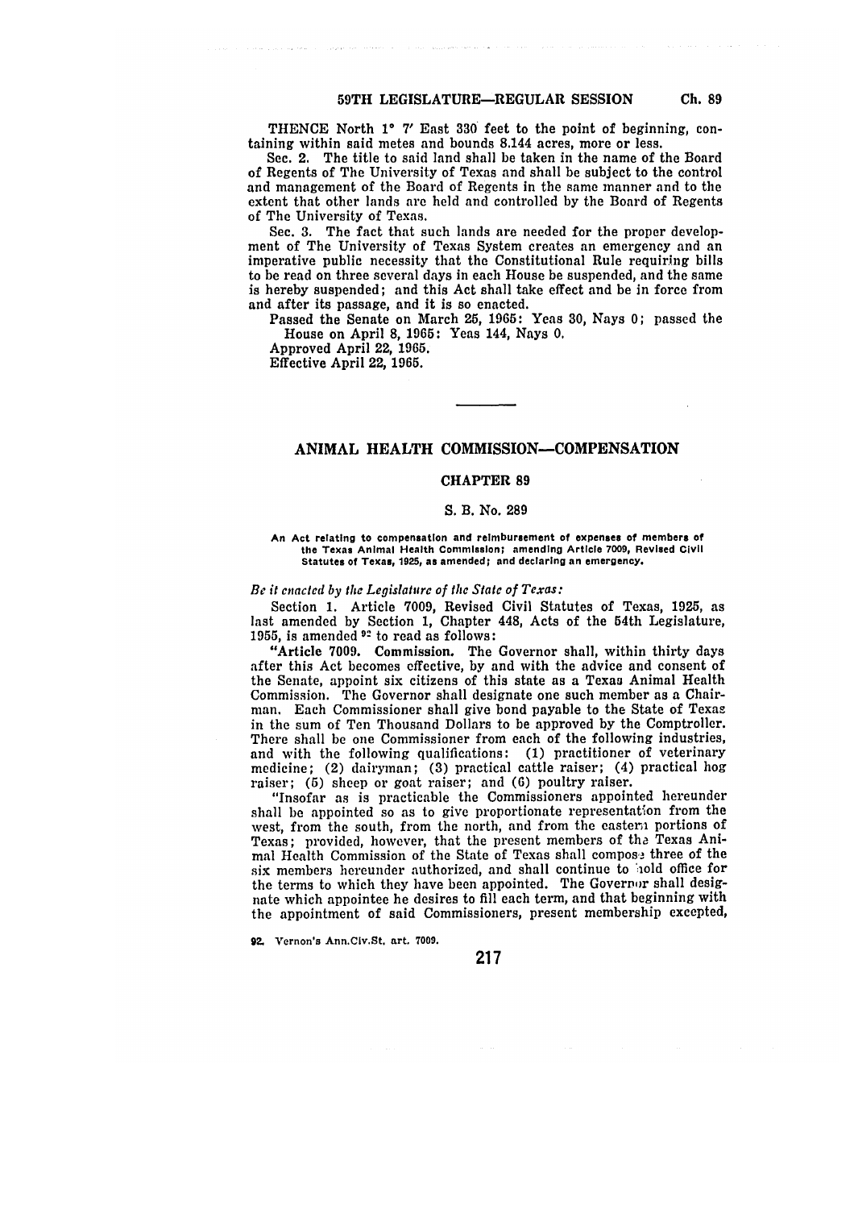THENCE North 1° 7′ East 330 feet to the point of beginning, containing within said metes and bounds 8.144 acres, more or less.

Sec. 2. The title to said land shall be taken in the name of the Board of Regents of The University of Texas and shall be subject to the control and management of the Board of Regents in the same manner and to the extent that other lands are held and controlled by the Board of Regents of The University of Texas.

Sec. 3. The fact that such lands are needed for the proper development of The University of Texas System creates an emergency and an imperative public necessity that the Constitutional Rule requiring bills to be read on three several days in each House be suspended, and the same is hereby suspended; and this Act shall take effect and be in force from and after its passage, and it is so enacted.

Passed the Senate on March 25, 1965: Yeas 30, Nays 0; passed the House on April 8, 1965: Yeas 144, Nays 0.

Approved April 22, 1965.

Effective April 22, 1965.

---

## ANIMAL HEALTH COMMISSION—COMPENSATION

### CHAPTER 89

### S. B. No. 289

**An Act relating to compensation and reimbursement of expenses of members of the Texas Animal Health Commission; amending Article 7009, Revised Civil Statutes of Texas, 1925, as amended; and declaring an emergency.**

*Be it enacted by the Legislature of the State of Texas:*

Section 1. Article 7009, Revised Civil Statutes of Texas, 1925, as last amended by Section 1, Chapter 448, Acts of the 54th Legislature, 1955, is amended [92] to read as follows:

"Article 7009. **Commission.** The Governor shall, within thirty days after this Act becomes effective, by and with the advice and consent of the Senate, appoint six citizens of this state as a Texas Animal Health Commission. The Governor shall designate one such member as a Chairman. Each Commissioner shall give bond payable to the State of Texas in the sum of Ten Thousand Dollars to be approved by the Comptroller. There shall be one Commissioner from each of the following industries, and with the following qualifications: (1) practitioner of veterinary medicine; (2) dairyman; (3) practical cattle raiser; (4) practical hog raiser; (5) sheep or goat raiser; and (6) poultry raiser.

"Insofar as is practicable the Commissioners appointed hereunder shall be appointed so as to give proportionate representation from the west, from the south, from the north, and from the eastern portions of Texas; provided, however, that the present members of the Texas Animal Health Commission of the State of Texas shall compose three of the six members hereunder authorized, and shall continue to hold office for the terms to which they have been appointed. The Governor shall designate which appointee he desires to fill each term, and that beginning with the appointment of said Commissioners, present membership excepted,

92. Vernon's Ann.Civ.St. art. 7009.